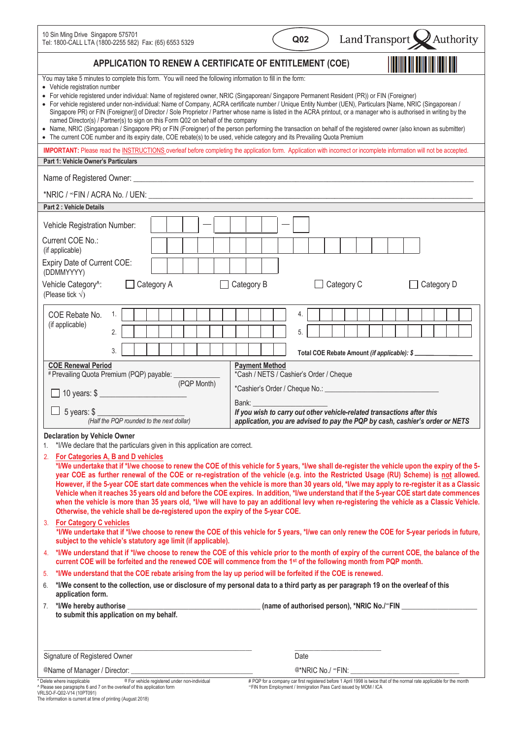10 Sin Ming Drive Singapore 575701
Tel: 1800-CALL LTA (1800-2255 582) Fax: (65) 6553 5329

**Q02**

Land Transport Authority

# APPLICATION TO RENEW A CERTIFICATE OF ENTITLEMENT (COE)

You may take 5 minutes to complete this form. You will need the following information to fill in the form:

- Vehicle registration number
- For vehicle registered under individual: Name of registered owner, NRIC (Singaporean/ Singapore Permanent Resident (PR)) or FIN (Foreigner)
- For vehicle registered under non-individual: Name of Company, ACRA certificate number / Unique Entity Number (UEN), Particulars [Name, NRIC (Singaporean / Singapore PR) or FIN (Foreigner)] of Director / Sole Proprietor / Partner whose name is listed in the ACRA printout, or a manager who is authorised in writing by the named Director(s) / Partner(s) to sign on this Form Q02 on behalf of the company
- Name, NRIC (Singaporean / Singapore PR) or FIN (Foreigner) of the person performing the transaction on behalf of the registered owner (also known as submitter)
- The current COE number and its expiry date, COE rebate(s) to be used, vehicle category and its Prevailing Quota Premium

**IMPORTANT:** Please read the INSTRUCTIONS overleaf before completing the application form. Application with incorrect or incomplete information will not be accepted.

## Part 1: Vehicle Owner's Particulars

Name of Registered Owner: ______________________________

*NRIC / ∞FIN / ACRA No. / UEN: ______________________________

## Part 2 : Vehicle Details

Vehicle Registration Number: ☐☐☐☐ — ☐☐☐☐ — ☐

Current COE No.: (if applicable) ☐☐☐☐☐☐☐☐☐☐☐☐☐☐☐☐☐☐

Expiry Date of Current COE: (DDMMYYYY) ☐☐☐☐☐☐☐☐

Vehicle Category^: (Please tick √) ☐ Category A ☐ Category B ☐ Category C ☐ Category D

COE Rebate No. (if applicable)
1. ☐☐☐☐☐☐☐☐☐☐☐☐☐
2. ☐☐☐☐☐☐☐☐☐☐☐☐☐
3. ☐☐☐☐☐☐☐☐☐☐☐☐☐
4. ☐☐☐☐☐☐☐☐☐☐☐☐☐
5. ☐☐☐☐☐☐☐☐☐☐☐☐☐

**Total COE Rebate Amount** *(if applicable)*: $ ______________

**COE Renewal Period**

#Prevailing Quota Premium (PQP) payable: ____________ (PQP Month)

☐ 10 years: $ ______________________

☐ 5 years: $ ______________________
*(Half the PQP rounded to the next dollar)*

**Payment Method**

*Cash / NETS / Cashier's Order / Cheque

*Cashier's Order / Cheque No.: ______________________

Bank: ______________

***If you wish to carry out other vehicle-related transactions after this application, you are advised to pay the PQP by cash, cashier's order or NETS***

## Declaration by Vehicle Owner

1. *I/We declare that the particulars given in this application are correct.
2. **For Categories A, B and D vehicles**
**\*I/We undertake that if \*I/we choose to renew the COE of this vehicle for 5 years, \*I/we shall de-register the vehicle upon the expiry of the 5-year COE as further renewal of the COE or re-registration of the vehicle (e.g. into the Restricted Usage (RU) Scheme) is not allowed. However, if the 5-year COE start date commences when the vehicle is more than 30 years old, \*I/we may apply to re-register it as a Classic Vehicle when it reaches 35 years old and before the COE expires. In addition, \*I/we understand that if the 5-year COE start date commences when the vehicle is more than 35 years old, \*I/we will have to pay an additional levy when re-registering the vehicle as a Classic Vehicle. Otherwise, the vehicle shall be de-registered upon the expiry of the 5-year COE.**
3. **For Category C vehicles**
**\*I/We undertake that if \*I/we choose to renew the COE of this vehicle for 5 years, \*I/we can only renew the COE for 5-year periods in future, subject to the vehicle's statutory age limit (if applicable).**
4. **\*I/We understand that if \*I/we choose to renew the COE of this vehicle prior to the month of expiry of the current COE, the balance of the current COE will be forfeited and the renewed COE will commence from the 1st of the following month from PQP month.**
5. **\*I/We understand that the COE rebate arising from the lay up period will be forfeited if the COE is renewed.**
6. **\*I/We consent to the collection, use or disclosure of my personal data to a third party as per paragraph 19 on the overleaf of this application form.**
7. **\*I/We hereby authorise** ______________________ **(name of authorised person), \*NRIC No./∞FIN** ______________ **to submit this application on my behalf.**

______________________________
Signature of Registered Owner

______________________________
Date

@Name of Manager / Director: ______________________

@*NRIC No./ ∞FIN: ______________________

\* Delete where inapplicable
@ For vehicle registered under non-individual
^ Please see paragraphs 6 and 7 on the overleaf of this application form
\# PQP for a company car first registered before 1 April 1998 is twice that of the normal rate applicable for the month
∞FIN from Employment / Immigration Pass Card issued by MOM / ICA

VRLSO-F-Q02-V14 (10PT091)
The information is current at time of printing (August 2018)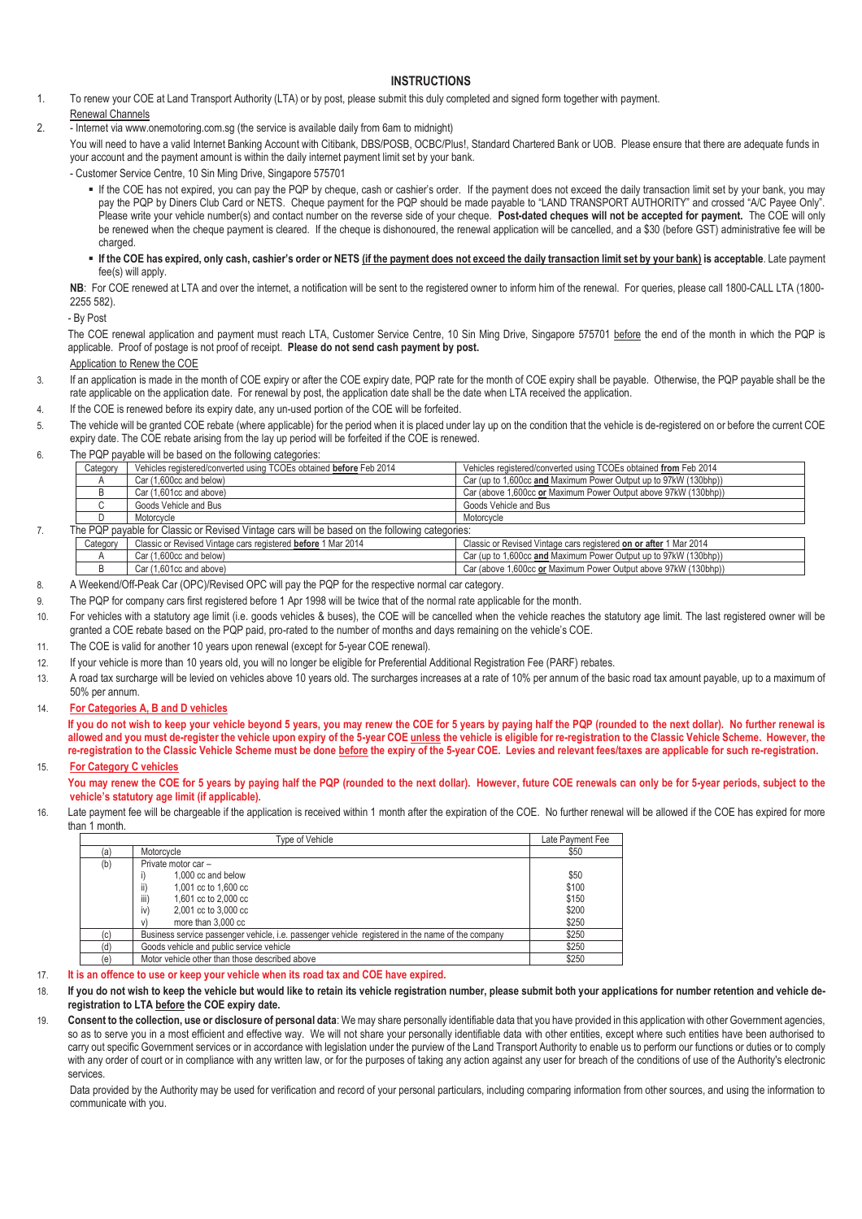## INSTRUCTIONS

1. To renew your COE at Land Transport Authority (LTA) or by post, please submit this duly completed and signed form together with payment.

   Renewal Channels

2. - Internet via www.onemotoring.com.sg (the service is available daily from 6am to midnight)

   You will need to have a valid Internet Banking Account with Citibank, DBS/POSB, OCBC/Plus!, Standard Chartered Bank or UOB. Please ensure that there are adequate funds in your account and the payment amount is within the daily internet payment limit set by your bank.

   - Customer Service Centre, 10 Sin Ming Drive, Singapore 575701

     - If the COE has not expired, you can pay the PQP by cheque, cash or cashier's order. If the payment does not exceed the daily transaction limit set by your bank, you may pay the PQP by Diners Club Card or NETS. Cheque payment for the PQP should be made payable to "LAND TRANSPORT AUTHORITY" and crossed "A/C Payee Only". Please write your vehicle number(s) and contact number on the reverse side of your cheque. **Post-dated cheques will not be accepted for payment.** The COE will only be renewed when the cheque payment is cleared. If the cheque is dishonoured, the renewal application will be cancelled, and a $30 (before GST) administrative fee will be charged.
     - **If the COE has expired, only cash, cashier's order or NETS (if the payment does not exceed the daily transaction limit set by your bank) is acceptable**. Late payment fee(s) will apply.

   **NB**: For COE renewed at LTA and over the internet, a notification will be sent to the registered owner to inform him of the renewal. For queries, please call 1800-CALL LTA (1800-2255 582).

   - By Post

   The COE renewal application and payment must reach LTA, Customer Service Centre, 10 Sin Ming Drive, Singapore 575701 before the end of the month in which the PQP is applicable. Proof of postage is not proof of receipt. **Please do not send cash payment by post.**

   Application to Renew the COE

3. If an application is made in the month of COE expiry or after the COE expiry date, PQP rate for the month of COE expiry shall be payable. Otherwise, the PQP payable shall be the rate applicable on the application date. For renewal by post, the application date shall be the date when LTA received the application.
4. If the COE is renewed before its expiry date, any un-used portion of the COE will be forfeited.
5. The vehicle will be granted COE rebate (where applicable) for the period when it is placed under lay up on the condition that the vehicle is de-registered on or before the current COE expiry date. The COE rebate arising from the lay up period will be forfeited if the COE is renewed.
6. The PQP payable will be based on the following categories:

| Category | Vehicles registered/converted using TCOEs obtained **before** Feb 2014 | Vehicles registered/converted using TCOEs obtained **from** Feb 2014 |
|---|---|---|
| A | Car (1,600cc and below) | Car (up to 1,600cc **and** Maximum Power Output up to 97kW (130bhp)) |
| B | Car (1,601cc and above) | Car (above 1,600cc **or** Maximum Power Output above 97kW (130bhp)) |
| C | Goods Vehicle and Bus | Goods Vehicle and Bus |
| D | Motorcycle | Motorcycle |

7. The PQP payable for Classic or Revised Vintage cars will be based on the following categories:

| Category | Classic or Revised Vintage cars registered **before** 1 Mar 2014 | Classic or Revised Vintage cars registered **on or after** 1 Mar 2014 |
|---|---|---|
| A | Car (1,600cc and below) | Car (up to 1,600cc **and** Maximum Power Output up to 97kW (130bhp)) |
| B | Car (1,601cc and above) | Car (above 1,600cc **or** Maximum Power Output above 97kW (130bhp)) |

8. A Weekend/Off-Peak Car (OPC)/Revised OPC will pay the PQP for the respective normal car category.
9. The PQP for company cars first registered before 1 Apr 1998 will be twice that of the normal rate applicable for the month.
10. For vehicles with a statutory age limit (i.e. goods vehicles & buses), the COE will be cancelled when the vehicle reaches the statutory age limit. The last registered owner will be granted a COE rebate based on the PQP paid, pro-rated to the number of months and days remaining on the vehicle's COE.
11. The COE is valid for another 10 years upon renewal (except for 5-year COE renewal).
12. If your vehicle is more than 10 years old, you will no longer be eligible for Preferential Additional Registration Fee (PARF) rebates.
13. A road tax surcharge will be levied on vehicles above 10 years old. The surcharges increases at a rate of 10% per annum of the basic road tax amount payable, up to a maximum of 50% per annum.
14. **For Categories A, B and D vehicles**

    **If you do not wish to keep your vehicle beyond 5 years, you may renew the COE for 5 years by paying half the PQP (rounded to the next dollar). No further renewal is allowed and you must de-register the vehicle upon expiry of the 5-year COE unless the vehicle is eligible for re-registration to the Classic Vehicle Scheme. However, the re-registration to the Classic Vehicle Scheme must be done before the expiry of the 5-year COE. Levies and relevant fees/taxes are applicable for such re-registration.**

15. **For Category C vehicles**

    **You may renew the COE for 5 years by paying half the PQP (rounded to the next dollar). However, future COE renewals can only be for 5-year periods, subject to the vehicle's statutory age limit (if applicable).**

16. Late payment fee will be chargeable if the application is received within 1 month after the expiration of the COE. No further renewal will be allowed if the COE has expired for more than 1 month.

| | Type of Vehicle | Late Payment Fee |
|---|---|---|
| (a) | Motorcycle | $50 |
| (b) | Private motor car – | |
| | i) 1,000 cc and below | $50 |
| | ii) 1,001 cc to 1,600 cc | $100 |
| | iii) 1,601 cc to 2,000 cc | $150 |
| | iv) 2,001 cc to 3,000 cc | $200 |
| | v) more than 3,000 cc | $250 |
| (c) | Business service passenger vehicle, i.e. passenger vehicle registered in the name of the company | $250 |
| (d) | Goods vehicle and public service vehicle | $250 |
| (e) | Motor vehicle other than those described above | $250 |

17. **It is an offence to use or keep your vehicle when its road tax and COE have expired.**
18. **If you do not wish to keep the vehicle but would like to retain its vehicle registration number, please submit both your applications for number retention and vehicle de-registration to LTA before the COE expiry date.**
19. **Consent to the collection, use or disclosure of personal data**: We may share personally identifiable data that you have provided in this application with other Government agencies, so as to serve you in a most efficient and effective way. We will not share your personally identifiable data with other entities, except where such entities have been authorised to carry out specific Government services or in accordance with legislation under the purview of the Land Transport Authority to enable us to perform our functions or duties or to comply with any order of court or in compliance with any written law, or for the purposes of taking any action against any user for breach of the conditions of use of the Authority's electronic services.

    Data provided by the Authority may be used for verification and record of your personal particulars, including comparing information from other sources, and using the information to communicate with you.